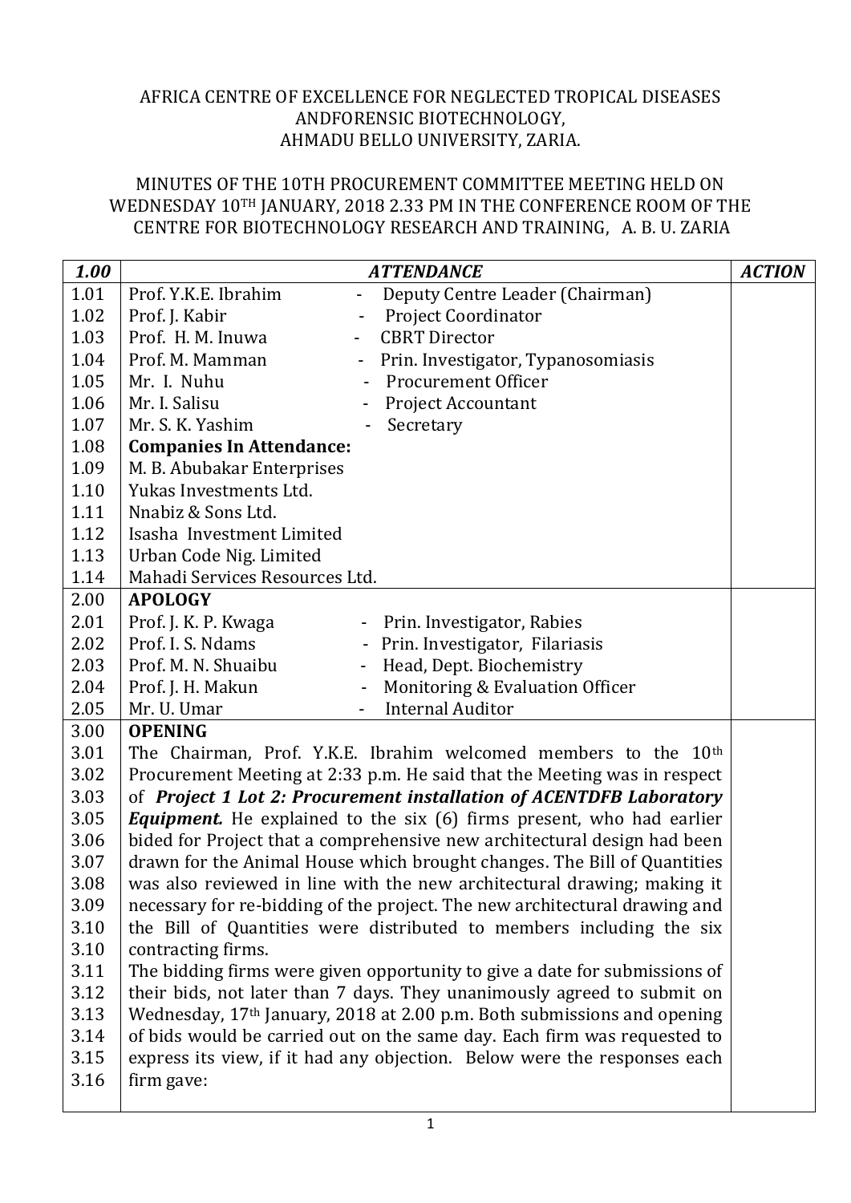AFRICA CENTRE OF EXCELLENCE FOR NEGLECTED TROPICAL DISEASES ANDFORENSIC BIOTECHNOLOGY, AHMADU BELLO UNIVERSITY, ZARIA.

MINUTES OF THE 10TH PROCUREMENT COMMITTEE MEETING HELD ON WEDNESDAY 10TH JANUARY, 2018 2.33 PM IN THE CONFERENCE ROOM OF THE CENTRE FOR BIOTECHNOLOGY RESEARCH AND TRAINING, A. B. U. ZARIA

| ***1.00*** | ***ATTENDANCE*** | ***ACTION*** |
|---|---|---|
| 1.01 | Prof. Y.K.E. Ibrahim - Deputy Centre Leader (Chairman) | |
| 1.02 | Prof. J. Kabir - Project Coordinator | |
| 1.03 | Prof. H. M. Inuwa - CBRT Director | |
| 1.04 | Prof. M. Mamman - Prin. Investigator, Typanosomiasis | |
| 1.05 | Mr. I. Nuhu - Procurement Officer | |
| 1.06 | Mr. I. Salisu - Project Accountant | |
| 1.07 | Mr. S. K. Yashim - Secretary | |
| 1.08 | **Companies In Attendance:** | |
| 1.09 | M. B. Abubakar Enterprises | |
| 1.10 | Yukas Investments Ltd. | |
| 1.11 | Nnabiz & Sons Ltd. | |
| 1.12 | Isasha Investment Limited | |
| 1.13 | Urban Code Nig. Limited | |
| 1.14 | Mahadi Services Resources Ltd. | |
| 2.00 | **APOLOGY** | |
| 2.01 | Prof. J. K. P. Kwaga - Prin. Investigator, Rabies | |
| 2.02 | Prof. I. S. Ndams - Prin. Investigator, Filariasis | |
| 2.03 | Prof. M. N. Shuaibu - Head, Dept. Biochemistry | |
| 2.04 | Prof. J. H. Makun - Monitoring & Evaluation Officer | |
| 2.05 | Mr. U. Umar - Internal Auditor | |
| 3.00 | **OPENING** | |
| 3.01–3.10 | The Chairman, Prof. Y.K.E. Ibrahim welcomed members to the 10th Procurement Meeting at 2:33 p.m. He said that the Meeting was in respect of ***Project 1 Lot 2: Procurement installation of ACENTDFB Laboratory Equipment.*** He explained to the six (6) firms present, who had earlier bided for Project that a comprehensive new architectural design had been drawn for the Animal House which brought changes. The Bill of Quantities was also reviewed in line with the new architectural drawing; making it necessary for re-bidding of the project. The new architectural drawing and the Bill of Quantities were distributed to members including the six contracting firms. | |
| 3.10–3.16 | The bidding firms were given opportunity to give a date for submissions of their bids, not later than 7 days. They unanimously agreed to submit on Wednesday, 17th January, 2018 at 2.00 p.m. Both submissions and opening of bids would be carried out on the same day. Each firm was requested to express its view, if it had any objection. Below were the responses each firm gave: | |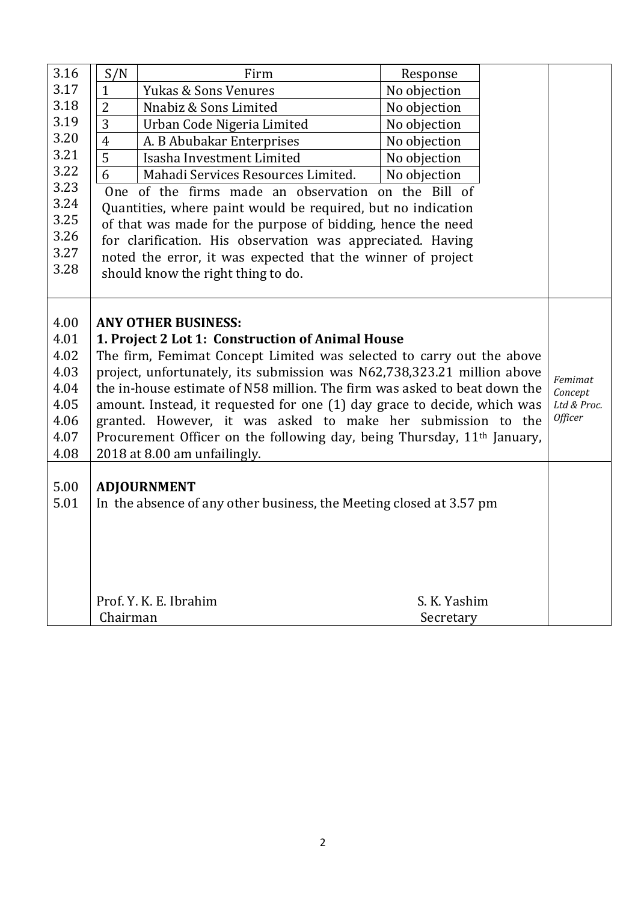| | | |
|---|---|---|
| 3.16<br>3.17<br>3.18<br>3.19<br>3.20<br>3.21<br>3.22<br>3.23<br>3.24<br>3.25<br>3.26<br>3.27<br>3.28 | **S/N – Firm – Response**<br>1 – Yukas & Sons Venures – No objection<br>2 – Nnabiz & Sons Limited – No objection<br>3 – Urban Code Nigeria Limited – No objection<br>4 – A. B Abubakar Enterprises – No objection<br>5 – Isasha Investment Limited – No objection<br>6 – Mahadi Services Resources Limited. – No objection<br><br>One of the firms made an observation on the Bill of Quantities, where paint would be required, but no indication of that was made for the purpose of bidding, hence the need for clarification. His observation was appreciated. Having noted the error, it was expected that the winner of project should know the right thing to do. | |
| 4.00<br>4.01<br>4.02<br>4.03<br>4.04<br>4.05<br>4.06<br>4.07<br>4.08 | **ANY OTHER BUSINESS:**<br>**1. Project 2 Lot 1: Construction of Animal House**<br>The firm, Femimat Concept Limited was selected to carry out the above project, unfortunately, its submission was N62,738,323.21 million above the in-house estimate of N58 million. The firm was asked to beat down the amount. Instead, it requested for one (1) day grace to decide, which was granted. However, it was asked to make her submission to the Procurement Officer on the following day, being Thursday, 11th January, 2018 at 8.00 am unfailingly. | *Femimat Concept Ltd & Proc. Officer* |
| 5.00<br>5.01 | **ADJOURNMENT**<br>In the absence of any other business, the Meeting closed at 3.57 pm | |

Prof. Y. K. E. Ibrahim
Chairman

S. K. Yashim
Secretary